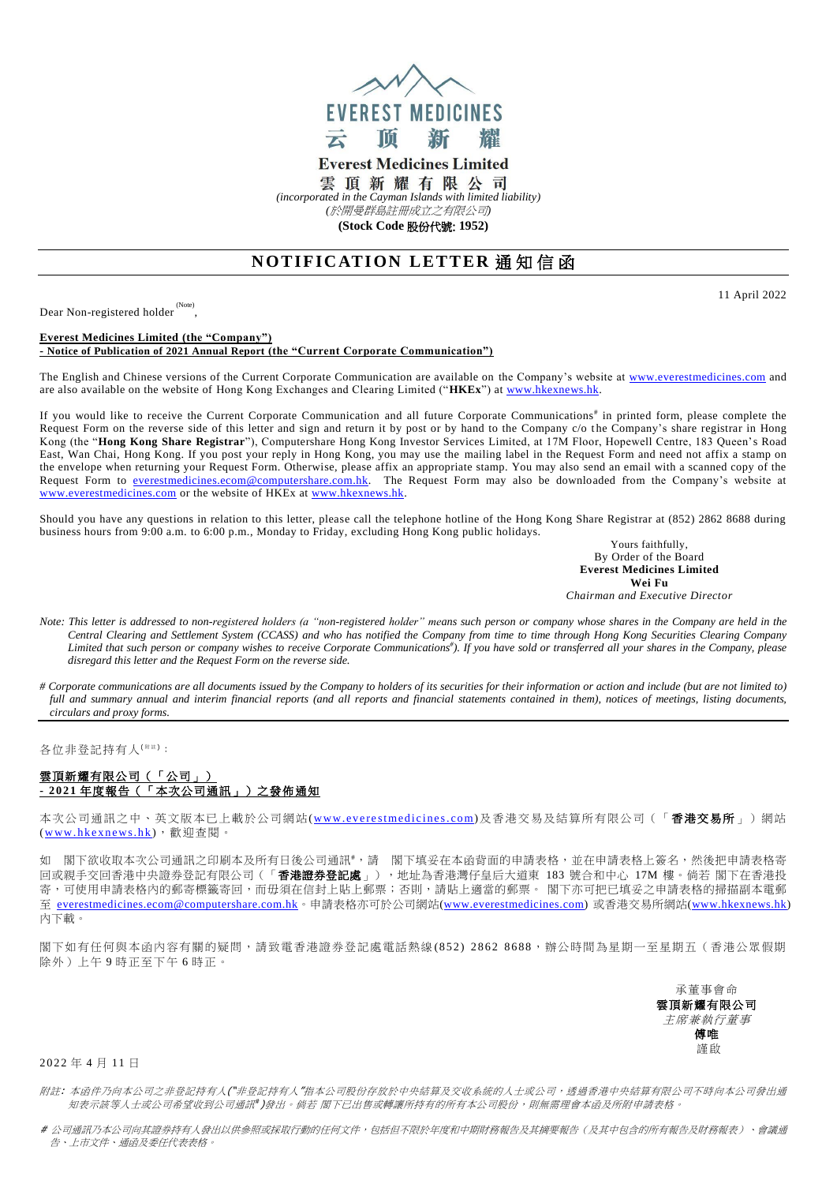EVEREST MEDICINES
云 顶 新 耀

**Everest Medicines Limited**

**雲 頂 新 耀 有 限 公 司**

*(incorporated in the Cayman Islands with limited liability)*

*(於開曼群島註冊成立之有限公司)*

**(Stock Code 股份代號: 1952)**

# NOTIFICATION LETTER 通知信函

11 April 2022

Dear Non-registered holder [(Note)],

**Everest Medicines Limited (the "Company")**
**- Notice of Publication of 2021 Annual Report (the "Current Corporate Communication")**

The English and Chinese versions of the Current Corporate Communication are available on the Company's website at www.everestmedicines.com and are also available on the website of Hong Kong Exchanges and Clearing Limited ("**HKEx**") at www.hkexnews.hk.

If you would like to receive the Current Corporate Communication and all future Corporate Communications[#] in printed form, please complete the Request Form on the reverse side of this letter and sign and return it by post or by hand to the Company c/o the Company's share registrar in Hong Kong (the "**Hong Kong Share Registrar**"), Computershare Hong Kong Investor Services Limited, at 17M Floor, Hopewell Centre, 183 Queen's Road East, Wan Chai, Hong Kong. If you post your reply in Hong Kong, you may use the mailing label in the Request Form and need not affix a stamp on the envelope when returning your Request Form. Otherwise, please affix an appropriate stamp. You may also send an email with a scanned copy of the Request Form to everestmedicines.ecom@computershare.com.hk. The Request Form may also be downloaded from the Company's website at www.everestmedicines.com or the website of HKEx at www.hkexnews.hk.

Should you have any questions in relation to this letter, please call the telephone hotline of the Hong Kong Share Registrar at (852) 2862 8688 during business hours from 9:00 a.m. to 6:00 p.m., Monday to Friday, excluding Hong Kong public holidays.

Yours faithfully,
By Order of the Board
**Everest Medicines Limited**
**Wei Fu**
*Chairman and Executive Director*

*Note: This letter is addressed to non-registered holders (a "non-registered holder" means such person or company whose shares in the Company are held in the Central Clearing and Settlement System (CCASS) and who has notified the Company from time to time through Hong Kong Securities Clearing Company Limited that such person or company wishes to receive Corporate Communications[#]). If you have sold or transferred all your shares in the Company, please disregard this letter and the Request Form on the reverse side.*

*# Corporate communications are all documents issued by the Company to holders of its securities for their information or action and include (but are not limited to) full and summary annual and interim financial reports (and all reports and financial statements contained in them), notices of meetings, listing documents, circulars and proxy forms.*

---

各位非登記持有人[(附註)]：

**雲頂新耀有限公司（「公司」）**
**- 2021 年度報告（「本次公司通訊」）之發佈通知**

本次公司通訊之中、英文版本已上載於公司網站(www.everestmedicines.com)及香港交易及結算所有限公司（「**香港交易所**」）網站(www.hkexnews.hk)，歡迎查閱。

如 閣下欲收取本次公司通訊之印刷本及所有日後公司通訊[#]，請 閣下填妥在本函背面的申請表格，並在申請表格上簽名，然後把申請表格寄回或親手交回香港中央證券登記有限公司（「**香港證券登記處**」），地址為香港灣仔皇后大道東 183 號合和中心 17M 樓。倘若 閣下在香港投寄，可使用申請表格內的郵寄標籤寄回，而毋須在信封上貼上郵票；否則，請貼上適當的郵票。 閣下亦可把已填妥之申請表格的掃描副本電郵至 everestmedicines.ecom@computershare.com.hk。申請表格亦可於公司網站(www.everestmedicines.com) 或香港交易所網站(www.hkexnews.hk)內下載。

閣下如有任何與本函內容有關的疑問，請致電香港證券登記處電話熱線(852) 2862 8688，辦公時間為星期一至星期五（香港公眾假期除外）上午 9 時正至下午 6 時正。

承董事會命
**雲頂新耀有限公司**
*主席兼執行董事*
**傅唯**
謹啟

2022 年 4 月 11 日

*附註：本函件乃向本公司之非登記持有人("非登記持有人"指本公司股份存放於中央結算及交收系統的人士或公司，透過香港中央結算有限公司不時向本公司發出通知表示該等人士或公司希望收到公司通訊[#])發出。倘若 閣下已出售或轉讓所持有的所有本公司股份，則無需理會本函及所附申請表格。*

*# 公司通訊乃本公司向其證券持有人發出以供參照或採取行動的任何文件，包括但不限於年度和中期財務報告及其摘要報告（及其中包含的所有報告及財務報表）、會議通告、上市文件、通函及委任代表表格。*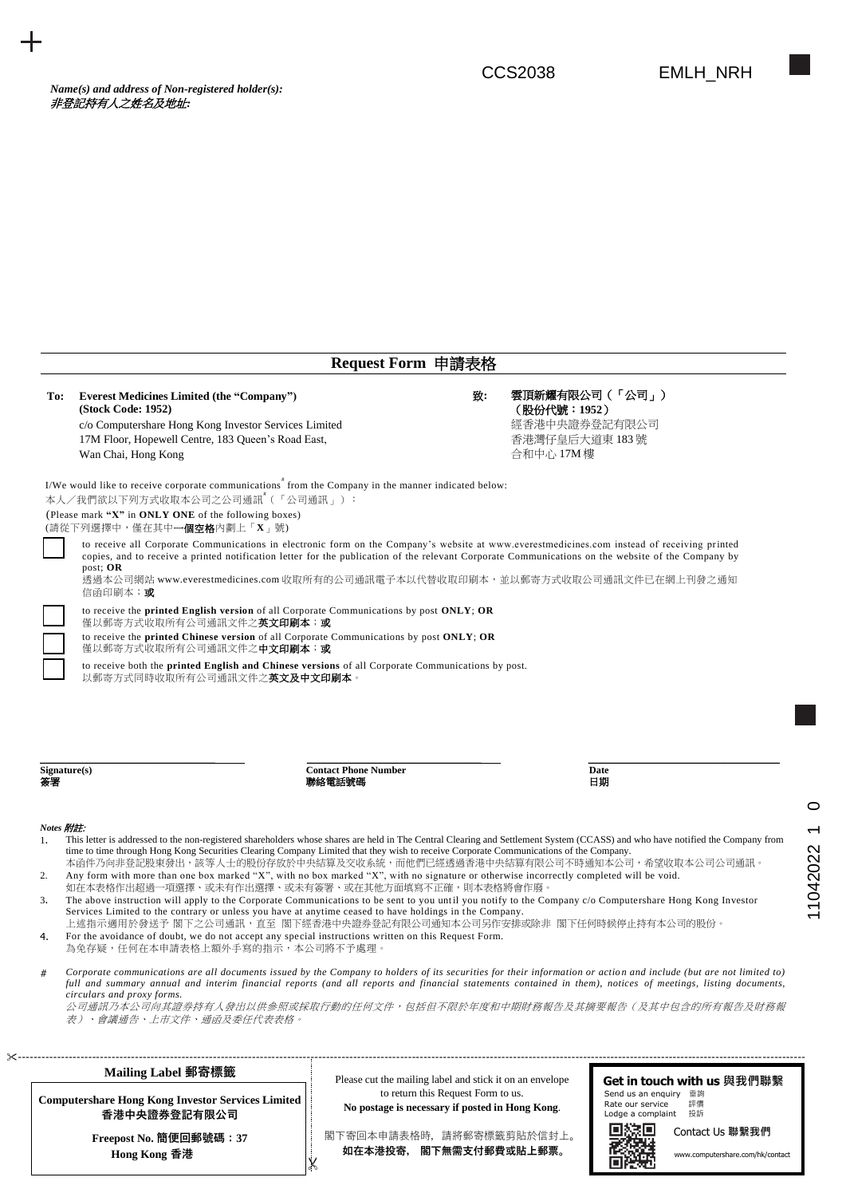CCS2038 EMLH_NRH

*Name(s) and address of Non-registered holder(s):*
*非登記持有人之姓名及地址:*

## Request Form 申請表格

**To: Everest Medicines Limited (the "Company")**
**(Stock Code: 1952)**
c/o Computershare Hong Kong Investor Services Limited
17M Floor, Hopewell Centre, 183 Queen's Road East,
Wan Chai, Hong Kong

**致: 雲頂新耀有限公司（「公司」）**
**（股份代號：1952）**
經香港中央證券登記有限公司
香港灣仔皇后大道東183號
合和中心17M樓

I/We would like to receive corporate communications[#] from the Company in the manner indicated below:
本人／我們欲以下列方式收取本公司之公司通訊[#]（「公司通訊」）：

(Please mark **"X"** in **ONLY ONE** of the following boxes)
(請從下列選擇中，僅在其中**一個空格**內劃上「**X**」號)

☐ to receive all Corporate Communications in electronic form on the Company's website at www.everestmedicines.com instead of receiving printed copies, and to receive a printed notification letter for the publication of the relevant Corporate Communications on the website of the Company by post; **OR**
透過本公司網站 www.everestmedicines.com 收取所有的公司通訊電子本以代替收取印刷本，並以郵寄方式收取公司通訊文件已在網上刊發之通知信函印刷本；**或**

☐ to receive the **printed English version** of all Corporate Communications by post **ONLY**; **OR**
僅以郵寄方式收取所有公司通訊文件之**英文印刷本**；**或**

☐ to receive the **printed Chinese version** of all Corporate Communications by post **ONLY**; **OR**
僅以郵寄方式收取所有公司通訊文件之**中文印刷本**；**或**

☐ to receive both the **printed English and Chinese versions** of all Corporate Communications by post.
以郵寄方式同時收取所有公司通訊文件之**英文及中文印刷本**。

| Signature(s) 簽署 | Contact Phone Number 聯絡電話號碼 | Date 日期 |
|---|---|---|
| | | |

*Notes 附註:*

1. This letter is addressed to the non-registered shareholders whose shares are held in The Central Clearing and Settlement System (CCASS) and who have notified the Company from time to time through Hong Kong Securities Clearing Company Limited that they wish to receive Corporate Communications of the Company.
本函件乃向非登記股東發出，該等人士的股份存放於中央結算及交收系統，而他們已經透過香港中央結算有限公司不時通知本公司，希望收取本公司公司通訊。
2. Any form with more than one box marked "X", with no box marked "X", with no signature or otherwise incorrectly completed will be void.
如在本表格作出超過一項選擇、或未有作出選擇、或未有簽署、或在其他方面填寫不正確，則本表格將會作廢。
3. The above instruction will apply to the Corporate Communications to be sent to you until you notify to the Company c/o Computershare Hong Kong Investor Services Limited to the contrary or unless you have at anytime ceased to have holdings in the Company.
上述指示適用於發送予 閣下之公司通訊，直至 閣下經香港中央證券登記有限公司通知本公司另作安排或除非 閣下任何時候停止持有本公司的股份。
4. For the avoidance of doubt, we do not accept any special instructions written on this Request Form.
為免存疑，任何在本申請表格上額外手寫的指示，本公司將不予處理。

\# *Corporate communications are all documents issued by the Company to holders of its securities for their information or action and include (but are not limited to) full and summary annual and interim financial reports (and all reports and financial statements contained in them), notices of meetings, listing documents, circulars and proxy forms.*
*公司通訊乃本公司向其證券持有人發出以供參照或採取行動的任何文件，包括但不限於年度和中期財務報告及其摘要報告（及其中包含的所有報告及財務報表）、會議通告、上市文件、通函及委任代表表格。*

**Mailing Label 郵寄標籤**

**Computershare Hong Kong Investor Services Limited**
**香港中央證券登記有限公司**

**Freepost No. 簡便回郵號碼：37**
**Hong Kong 香港**

Please cut the mailing label and stick it on an envelope to return this Request Form to us.
**No postage is necessary if posted in Hong Kong.**

閣下寄回本申請表格時，請將郵寄標籤剪貼於信封上。
**如在本港投寄， 閣下無需支付郵費或貼上郵票。**

**Get in touch with us 與我們聯繫**
Send us an enquiry 查詢
Rate our service 評價
Lodge a complaint 投訴
Contact Us 聯繫我們
www.computershare.com/hk/contact

11042022 1 0